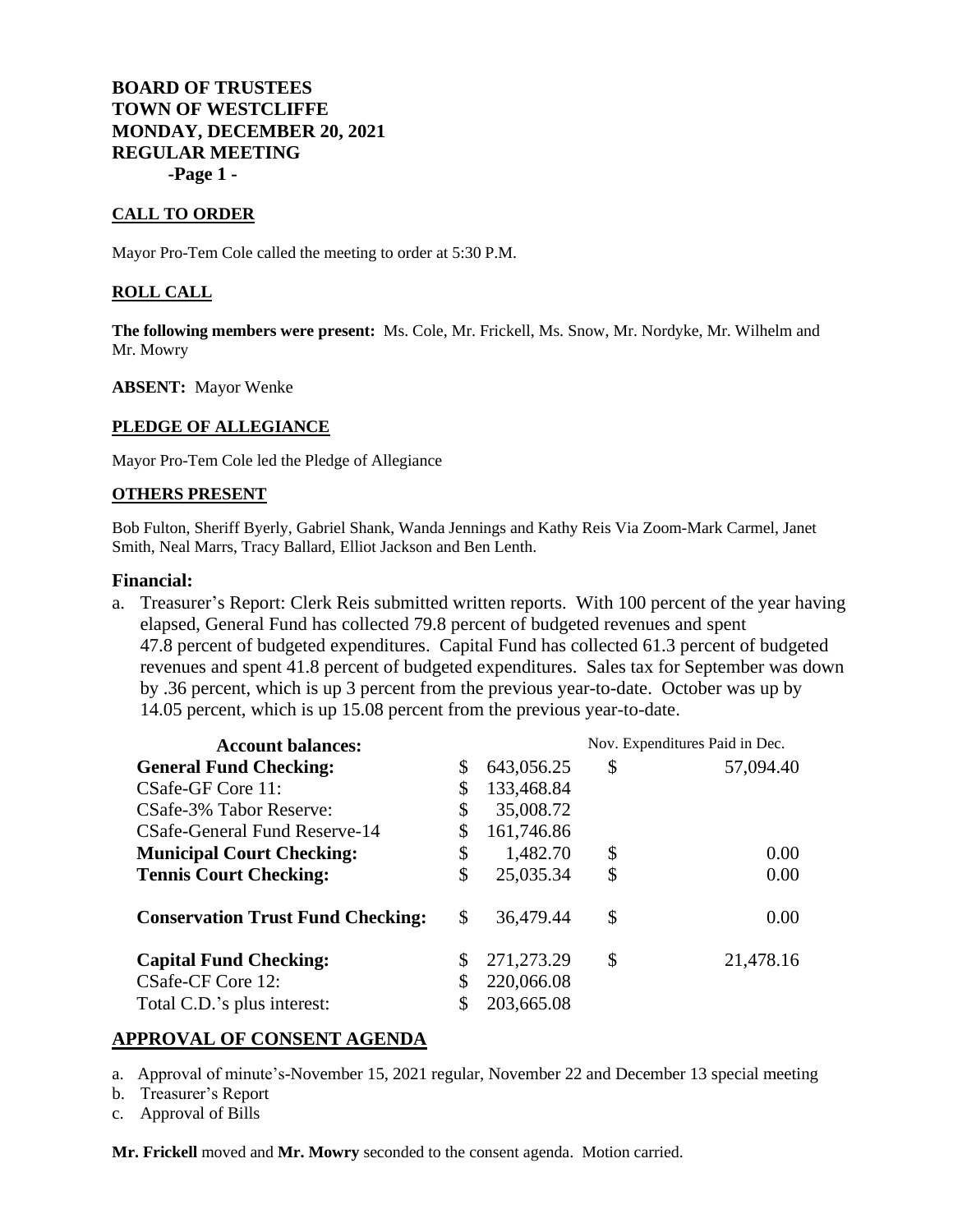# BOARD OF TRUSTEES
# TOWN OF WESTCLIFFE
# MONDAY, DECEMBER 20, 2021
# REGULAR MEETING

**-Page 1 -**

## CALL TO ORDER

Mayor Pro-Tem Cole called the meeting to order at 5:30 P.M.

## ROLL CALL

**The following members were present:** Ms. Cole, Mr. Frickell, Ms. Snow, Mr. Nordyke, Mr. Wilhelm and Mr. Mowry

**ABSENT:** Mayor Wenke

## PLEDGE OF ALLEGIANCE

Mayor Pro-Tem Cole led the Pledge of Allegiance

## OTHERS PRESENT

Bob Fulton, Sheriff Byerly, Gabriel Shank, Wanda Jennings and Kathy Reis Via Zoom-Mark Carmel, Janet Smith, Neal Marrs, Tracy Ballard, Elliot Jackson and Ben Lenth.

## Financial:

a. Treasurer's Report: Clerk Reis submitted written reports. With 100 percent of the year having elapsed, General Fund has collected 79.8 percent of budgeted revenues and spent 47.8 percent of budgeted expenditures. Capital Fund has collected 61.3 percent of budgeted revenues and spent 41.8 percent of budgeted expenditures. Sales tax for September was down by .36 percent, which is up 3 percent from the previous year-to-date. October was up by 14.05 percent, which is up 15.08 percent from the previous year-to-date.

| **Account balances:** | | Nov. Expenditures Paid in Dec. |
|---|---|---|
| **General Fund Checking:** | $ 643,056.25 | $ 57,094.40 |
| CSafe-GF Core 11: | $ 133,468.84 | |
| CSafe-3% Tabor Reserve: | $ 35,008.72 | |
| CSafe-General Fund Reserve-14 | $ 161,746.86 | |
| **Municipal Court Checking:** | $ 1,482.70 | $ 0.00 |
| **Tennis Court Checking:** | $ 25,035.34 | $ 0.00 |
| **Conservation Trust Fund Checking:** | $ 36,479.44 | $ 0.00 |
| **Capital Fund Checking:** | $ 271,273.29 | $ 21,478.16 |
| CSafe-CF Core 12: | $ 220,066.08 | |
| Total C.D.'s plus interest: | $ 203,665.08 | |

## APPROVAL OF CONSENT AGENDA

a. Approval of minute's-November 15, 2021 regular, November 22 and December 13 special meeting
b. Treasurer's Report
c. Approval of Bills

**Mr. Frickell** moved and **Mr. Mowry** seconded to the consent agenda. Motion carried.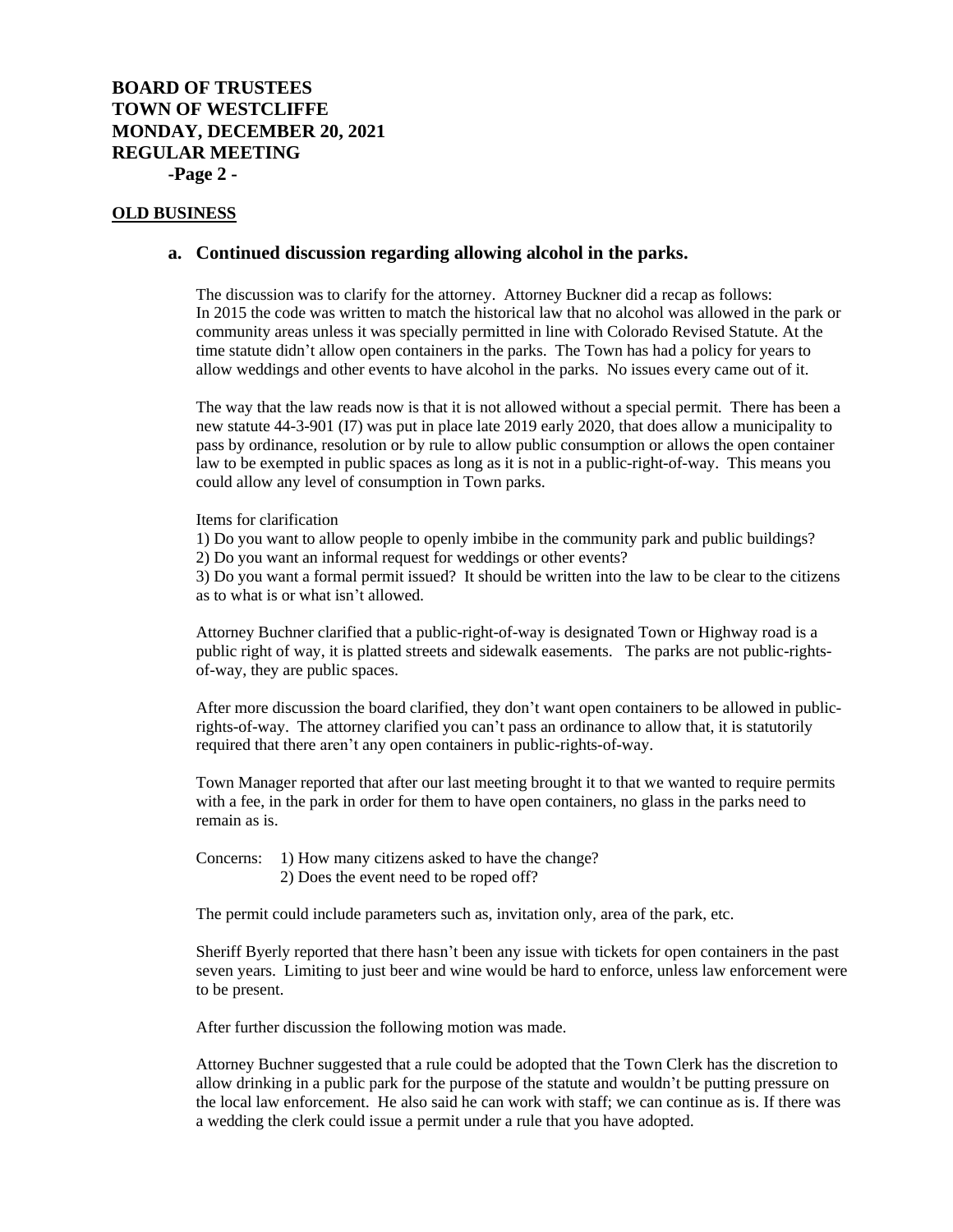## OLD BUSINESS

### a. Continued discussion regarding allowing alcohol in the parks.

The discussion was to clarify for the attorney. Attorney Buckner did a recap as follows:
In 2015 the code was written to match the historical law that no alcohol was allowed in the park or community areas unless it was specially permitted in line with Colorado Revised Statute. At the time statute didn't allow open containers in the parks. The Town has had a policy for years to allow weddings and other events to have alcohol in the parks. No issues every came out of it.

The way that the law reads now is that it is not allowed without a special permit. There has been a new statute 44-3-901 (I7) was put in place late 2019 early 2020, that does allow a municipality to pass by ordinance, resolution or by rule to allow public consumption or allows the open container law to be exempted in public spaces as long as it is not in a public-right-of-way. This means you could allow any level of consumption in Town parks.

Items for clarification

1) Do you want to allow people to openly imbibe in the community park and public buildings?
2) Do you want an informal request for weddings or other events?
3) Do you want a formal permit issued? It should be written into the law to be clear to the citizens as to what is or what isn't allowed.

Attorney Buchner clarified that a public-right-of-way is designated Town or Highway road is a public right of way, it is platted streets and sidewalk easements. The parks are not public-rights-of-way, they are public spaces.

After more discussion the board clarified, they don't want open containers to be allowed in public-rights-of-way. The attorney clarified you can't pass an ordinance to allow that, it is statutorily required that there aren't any open containers in public-rights-of-way.

Town Manager reported that after our last meeting brought it to that we wanted to require permits with a fee, in the park in order for them to have open containers, no glass in the parks need to remain as is.

Concerns: 1) How many citizens asked to have the change?
2) Does the event need to be roped off?

The permit could include parameters such as, invitation only, area of the park, etc.

Sheriff Byerly reported that there hasn't been any issue with tickets for open containers in the past seven years. Limiting to just beer and wine would be hard to enforce, unless law enforcement were to be present.

After further discussion the following motion was made.

Attorney Buchner suggested that a rule could be adopted that the Town Clerk has the discretion to allow drinking in a public park for the purpose of the statute and wouldn't be putting pressure on the local law enforcement. He also said he can work with staff; we can continue as is. If there was a wedding the clerk could issue a permit under a rule that you have adopted.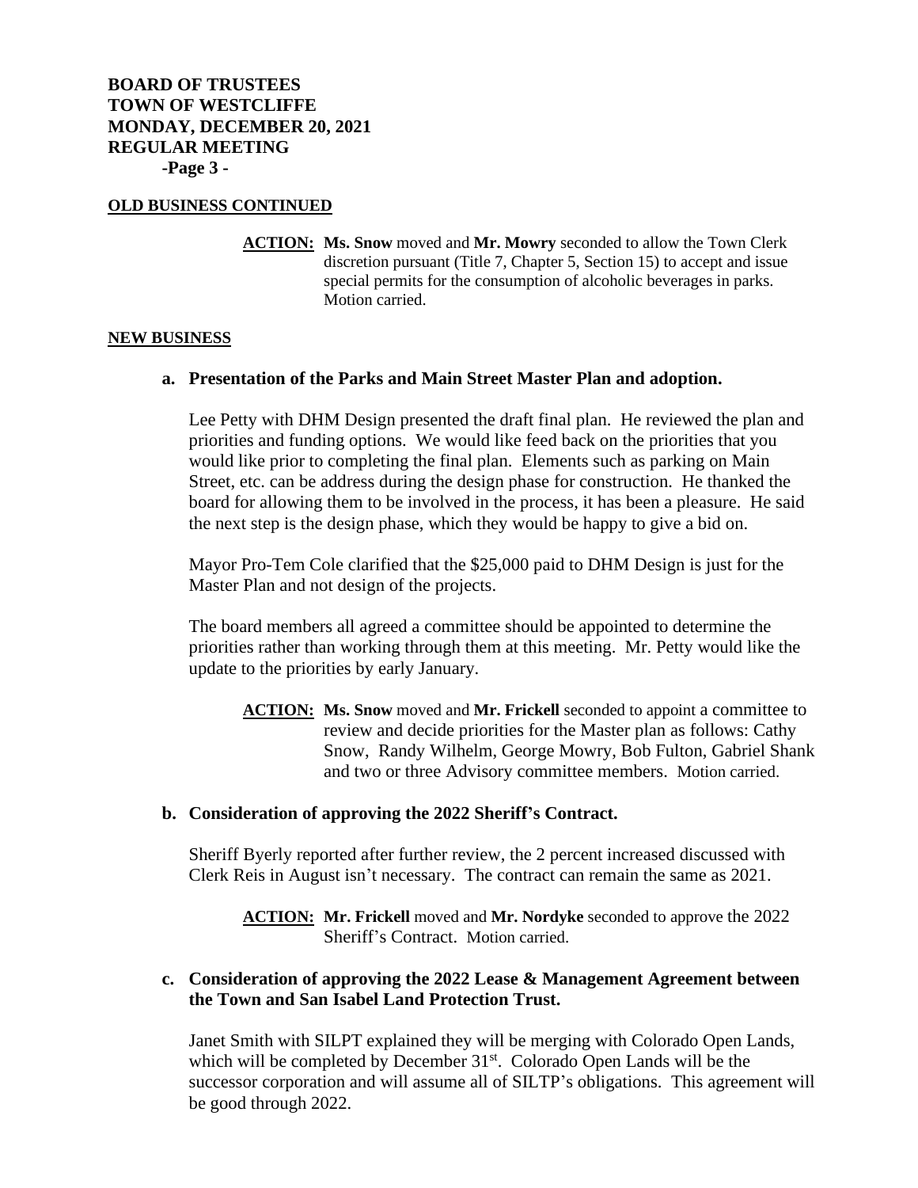**OLD BUSINESS CONTINUED**

> **ACTION: Ms. Snow** moved and **Mr. Mowry** seconded to allow the Town Clerk discretion pursuant (Title 7, Chapter 5, Section 15) to accept and issue special permits for the consumption of alcoholic beverages in parks. Motion carried.

**NEW BUSINESS**

**a. Presentation of the Parks and Main Street Master Plan and adoption.**

Lee Petty with DHM Design presented the draft final plan. He reviewed the plan and priorities and funding options. We would like feed back on the priorities that you would like prior to completing the final plan. Elements such as parking on Main Street, etc. can be address during the design phase for construction. He thanked the board for allowing them to be involved in the process, it has been a pleasure. He said the next step is the design phase, which they would be happy to give a bid on.

Mayor Pro-Tem Cole clarified that the $25,000 paid to DHM Design is just for the Master Plan and not design of the projects.

The board members all agreed a committee should be appointed to determine the priorities rather than working through them at this meeting. Mr. Petty would like the update to the priorities by early January.

> **ACTION: Ms. Snow** moved and **Mr. Frickell** seconded to appoint a committee to review and decide priorities for the Master plan as follows: Cathy Snow, Randy Wilhelm, George Mowry, Bob Fulton, Gabriel Shank and two or three Advisory committee members. Motion carried.

**b. Consideration of approving the 2022 Sheriff's Contract.**

Sheriff Byerly reported after further review, the 2 percent increased discussed with Clerk Reis in August isn't necessary. The contract can remain the same as 2021.

> **ACTION: Mr. Frickell** moved and **Mr. Nordyke** seconded to approve the 2022 Sheriff's Contract. Motion carried.

**c. Consideration of approving the 2022 Lease & Management Agreement between the Town and San Isabel Land Protection Trust.**

Janet Smith with SILPT explained they will be merging with Colorado Open Lands, which will be completed by December 31st. Colorado Open Lands will be the successor corporation and will assume all of SILTP's obligations. This agreement will be good through 2022.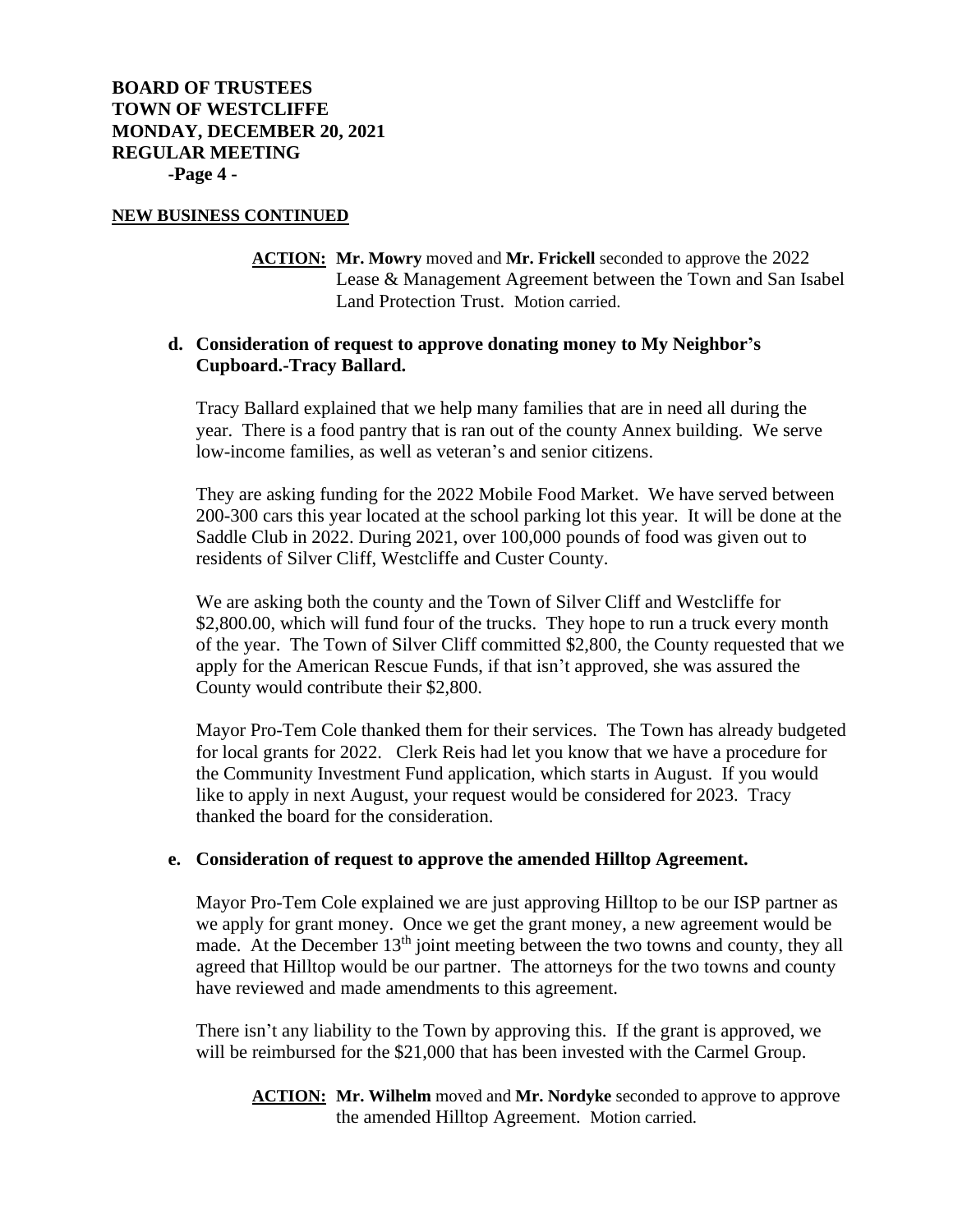**NEW BUSINESS CONTINUED**

> **ACTION:** **Mr. Mowry** moved and **Mr. Frickell** seconded to approve the 2022 Lease & Management Agreement between the Town and San Isabel Land Protection Trust. Motion carried.

**d. Consideration of request to approve donating money to My Neighbor's Cupboard.-Tracy Ballard.**

Tracy Ballard explained that we help many families that are in need all during the year. There is a food pantry that is ran out of the county Annex building. We serve low-income families, as well as veteran's and senior citizens.

They are asking funding for the 2022 Mobile Food Market. We have served between 200-300 cars this year located at the school parking lot this year. It will be done at the Saddle Club in 2022. During 2021, over 100,000 pounds of food was given out to residents of Silver Cliff, Westcliffe and Custer County.

We are asking both the county and the Town of Silver Cliff and Westcliffe for $2,800.00, which will fund four of the trucks. They hope to run a truck every month of the year. The Town of Silver Cliff committed $2,800, the County requested that we apply for the American Rescue Funds, if that isn't approved, she was assured the County would contribute their $2,800.

Mayor Pro-Tem Cole thanked them for their services. The Town has already budgeted for local grants for 2022. Clerk Reis had let you know that we have a procedure for the Community Investment Fund application, which starts in August. If you would like to apply in next August, your request would be considered for 2023. Tracy thanked the board for the consideration.

**e. Consideration of request to approve the amended Hilltop Agreement.**

Mayor Pro-Tem Cole explained we are just approving Hilltop to be our ISP partner as we apply for grant money. Once we get the grant money, a new agreement would be made. At the December 13th joint meeting between the two towns and county, they all agreed that Hilltop would be our partner. The attorneys for the two towns and county have reviewed and made amendments to this agreement.

There isn't any liability to the Town by approving this. If the grant is approved, we will be reimbursed for the $21,000 that has been invested with the Carmel Group.

> **ACTION:** **Mr. Wilhelm** moved and **Mr. Nordyke** seconded to approve to approve the amended Hilltop Agreement. Motion carried.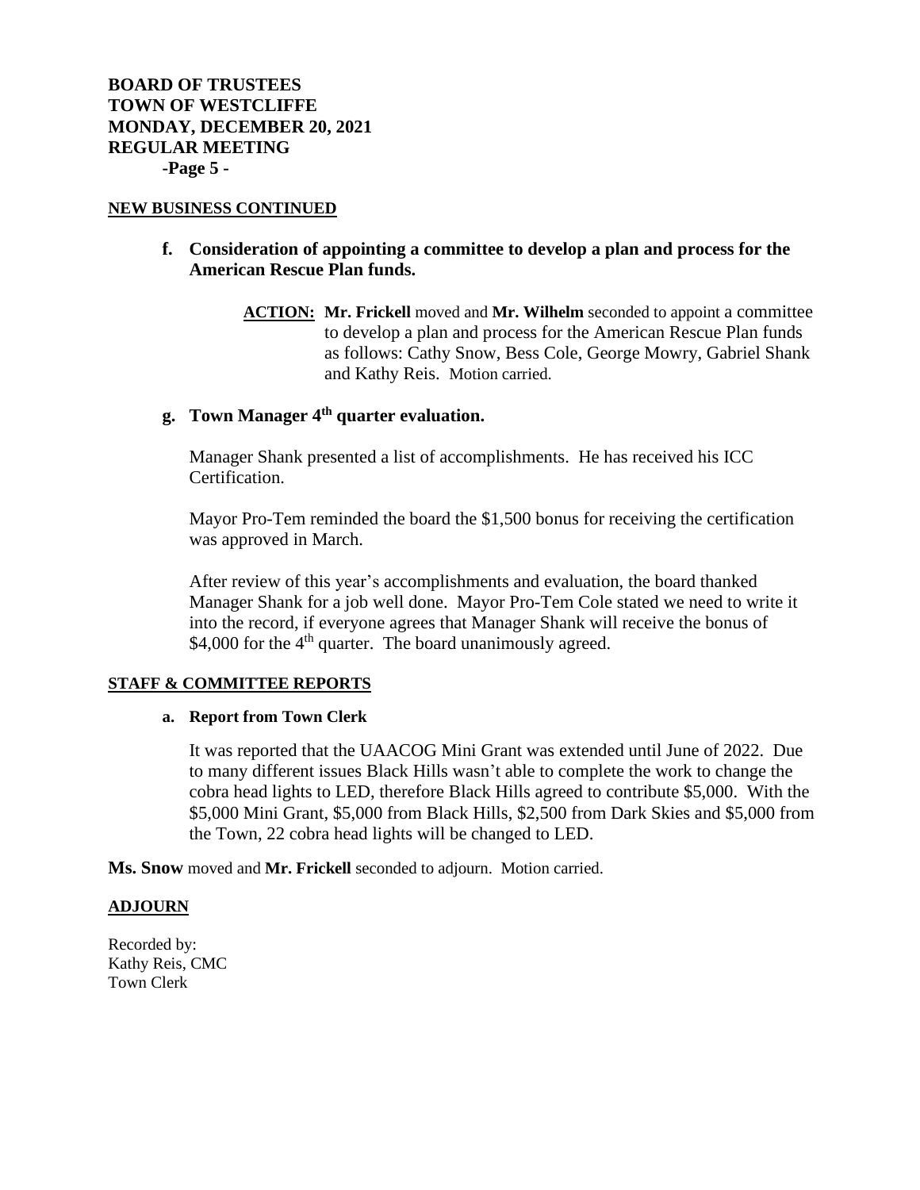**BOARD OF TRUSTEES**
**TOWN OF WESTCLIFFE**
**MONDAY, DECEMBER 20, 2021**
**REGULAR MEETING**

## NEW BUSINESS CONTINUED

**f. Consideration of appointing a committee to develop a plan and process for the American Rescue Plan funds.**

**ACTION:** **Mr. Frickell** moved and **Mr. Wilhelm** seconded to appoint a committee to develop a plan and process for the American Rescue Plan funds as follows: Cathy Snow, Bess Cole, George Mowry, Gabriel Shank and Kathy Reis. Motion carried.

**g. Town Manager 4th quarter evaluation.**

Manager Shank presented a list of accomplishments. He has received his ICC Certification.

Mayor Pro-Tem reminded the board the $1,500 bonus for receiving the certification was approved in March.

After review of this year's accomplishments and evaluation, the board thanked Manager Shank for a job well done. Mayor Pro-Tem Cole stated we need to write it into the record, if everyone agrees that Manager Shank will receive the bonus of $4,000 for the 4th quarter. The board unanimously agreed.

## STAFF & COMMITTEE REPORTS

**a. Report from Town Clerk**

It was reported that the UAACOG Mini Grant was extended until June of 2022. Due to many different issues Black Hills wasn't able to complete the work to change the cobra head lights to LED, therefore Black Hills agreed to contribute $5,000. With the $5,000 Mini Grant, $5,000 from Black Hills, $2,500 from Dark Skies and $5,000 from the Town, 22 cobra head lights will be changed to LED.

**Ms. Snow** moved and **Mr. Frickell** seconded to adjourn. Motion carried.

## ADJOURN

Recorded by:
Kathy Reis, CMC
Town Clerk